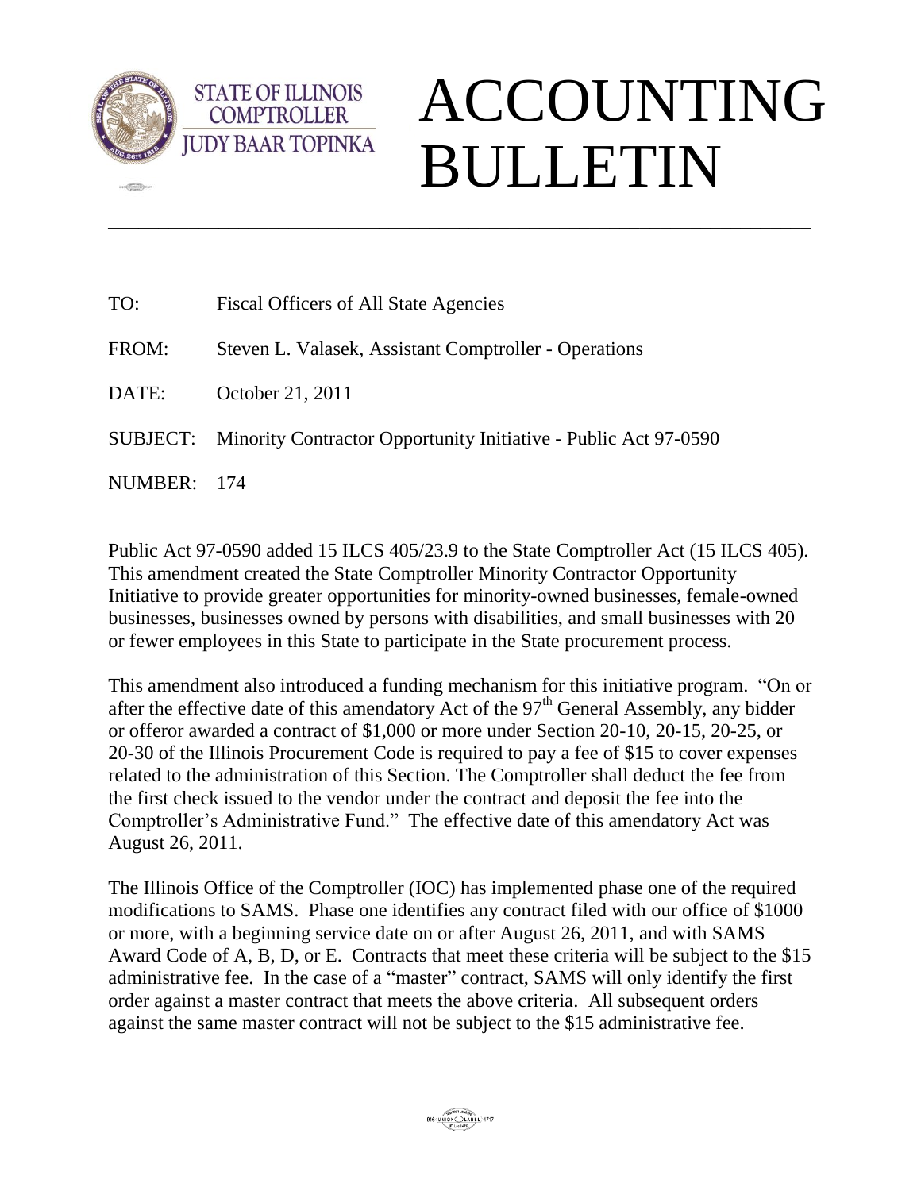STATE OF ILLINOIS
COMPTROLLER
JUDY BAAR TOPINKA

# ACCOUNTING BULLETIN

---

TO: Fiscal Officers of All State Agencies

FROM: Steven L. Valasek, Assistant Comptroller - Operations

DATE: October 21, 2011

SUBJECT: Minority Contractor Opportunity Initiative - Public Act 97-0590

NUMBER: 174

Public Act 97-0590 added 15 ILCS 405/23.9 to the State Comptroller Act (15 ILCS 405). This amendment created the State Comptroller Minority Contractor Opportunity Initiative to provide greater opportunities for minority-owned businesses, female-owned businesses, businesses owned by persons with disabilities, and small businesses with 20 or fewer employees in this State to participate in the State procurement process.

This amendment also introduced a funding mechanism for this initiative program. "On or after the effective date of this amendatory Act of the 97th General Assembly, any bidder or offeror awarded a contract of $1,000 or more under Section 20-10, 20-15, 20-25, or 20-30 of the Illinois Procurement Code is required to pay a fee of $15 to cover expenses related to the administration of this Section. The Comptroller shall deduct the fee from the first check issued to the vendor under the contract and deposit the fee into the Comptroller's Administrative Fund." The effective date of this amendatory Act was August 26, 2011.

The Illinois Office of the Comptroller (IOC) has implemented phase one of the required modifications to SAMS. Phase one identifies any contract filed with our office of $1000 or more, with a beginning service date on or after August 26, 2011, and with SAMS Award Code of A, B, D, or E. Contracts that meet these criteria will be subject to the $15 administrative fee. In the case of a "master" contract, SAMS will only identify the first order against a master contract that meets the above criteria. All subsequent orders against the same master contract will not be subject to the $15 administrative fee.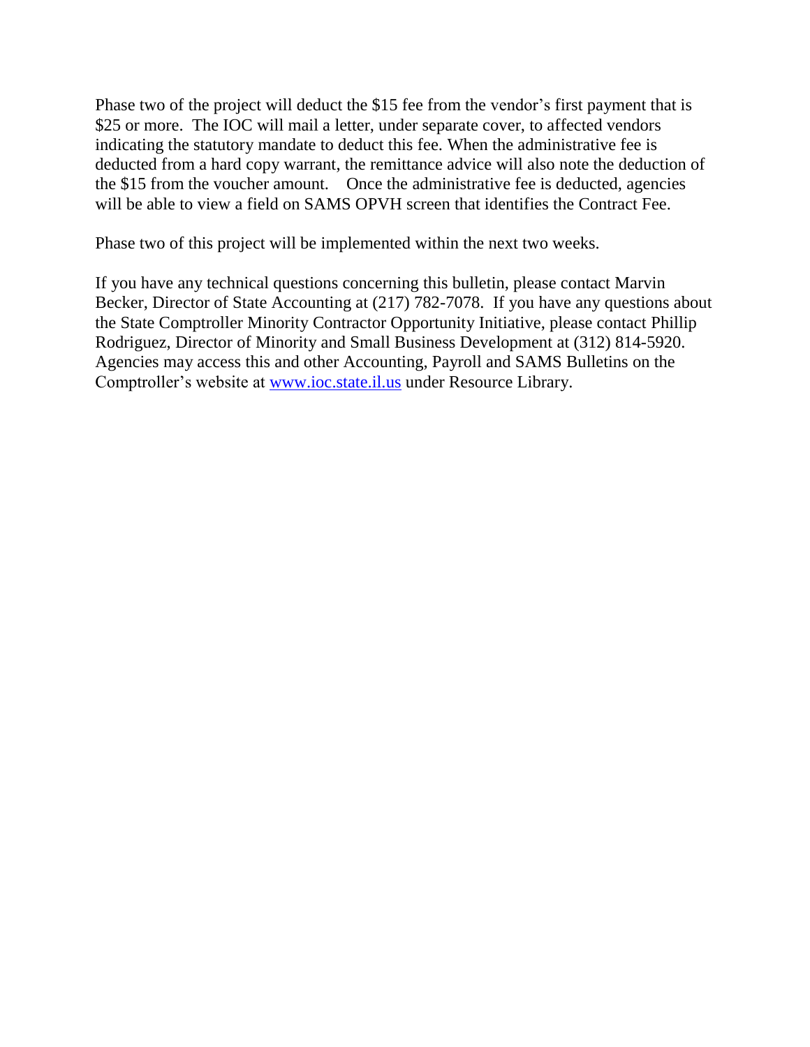Phase two of the project will deduct the $15 fee from the vendor's first payment that is $25 or more. The IOC will mail a letter, under separate cover, to affected vendors indicating the statutory mandate to deduct this fee. When the administrative fee is deducted from a hard copy warrant, the remittance advice will also note the deduction of the $15 from the voucher amount. Once the administrative fee is deducted, agencies will be able to view a field on SAMS OPVH screen that identifies the Contract Fee.

Phase two of this project will be implemented within the next two weeks.

If you have any technical questions concerning this bulletin, please contact Marvin Becker, Director of State Accounting at (217) 782-7078. If you have any questions about the State Comptroller Minority Contractor Opportunity Initiative, please contact Phillip Rodriguez, Director of Minority and Small Business Development at (312) 814-5920. Agencies may access this and other Accounting, Payroll and SAMS Bulletins on the Comptroller's website at [www.ioc.state.il.us](http://www.ioc.state.il.us) under Resource Library.